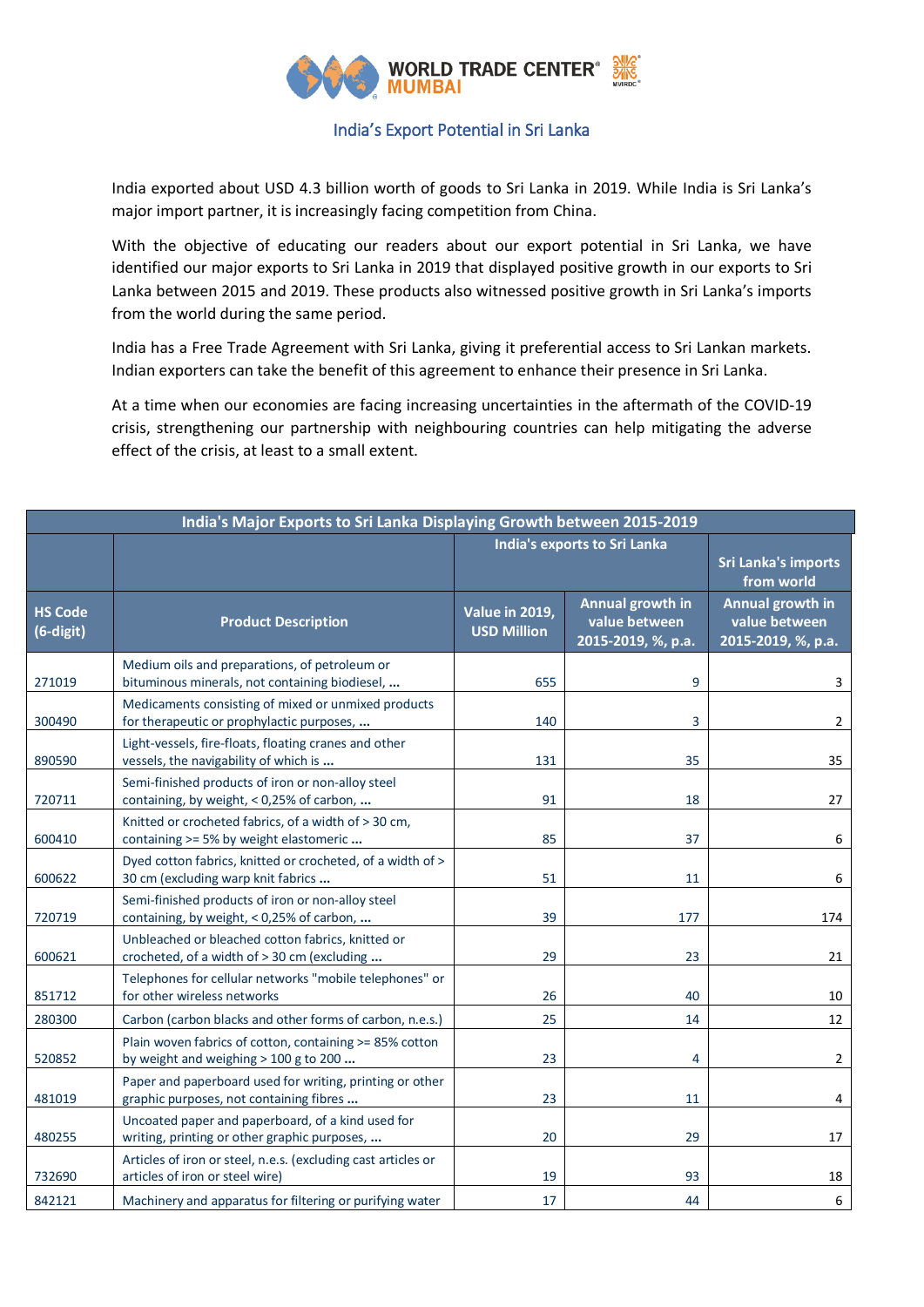## India's Export Potential in Sri Lanka

India exported about USD 4.3 billion worth of goods to Sri Lanka in 2019. While India is Sri Lanka's major import partner, it is increasingly facing competition from China.

With the objective of educating our readers about our export potential in Sri Lanka, we have identified our major exports to Sri Lanka in 2019 that displayed positive growth in our exports to Sri Lanka between 2015 and 2019. These products also witnessed positive growth in Sri Lanka's imports from the world during the same period.

India has a Free Trade Agreement with Sri Lanka, giving it preferential access to Sri Lankan markets. Indian exporters can take the benefit of this agreement to enhance their presence in Sri Lanka.

At a time when our economies are facing increasing uncertainties in the aftermath of the COVID-19 crisis, strengthening our partnership with neighbouring countries can help mitigating the adverse effect of the crisis, at least to a small extent.

**India's Major Exports to Sri Lanka Displaying Growth between 2015-2019**

| | | India's exports to Sri Lanka | | Sri Lanka's imports from world |
|---|---|---|---|---|
| HS Code (6-digit) | Product Description | Value in 2019, USD Million | Annual growth in value between 2015-2019, %, p.a. | Annual growth in value between 2015-2019, %, p.a. |
| 271019 | Medium oils and preparations, of petroleum or bituminous minerals, not containing biodiesel, ... | 655 | 9 | 3 |
| 300490 | Medicaments consisting of mixed or unmixed products for therapeutic or prophylactic purposes, ... | 140 | 3 | 2 |
| 890590 | Light-vessels, fire-floats, floating cranes and other vessels, the navigability of which is ... | 131 | 35 | 35 |
| 720711 | Semi-finished products of iron or non-alloy steel containing, by weight, < 0,25% of carbon, ... | 91 | 18 | 27 |
| 600410 | Knitted or crocheted fabrics, of a width of > 30 cm, containing >= 5% by weight elastomeric ... | 85 | 37 | 6 |
| 600622 | Dyed cotton fabrics, knitted or crocheted, of a width of > 30 cm (excluding warp knit fabrics ... | 51 | 11 | 6 |
| 720719 | Semi-finished products of iron or non-alloy steel containing, by weight, < 0,25% of carbon, ... | 39 | 177 | 174 |
| 600621 | Unbleached or bleached cotton fabrics, knitted or crocheted, of a width of > 30 cm (excluding ... | 29 | 23 | 21 |
| 851712 | Telephones for cellular networks "mobile telephones" or for other wireless networks | 26 | 40 | 10 |
| 280300 | Carbon (carbon blacks and other forms of carbon, n.e.s.) | 25 | 14 | 12 |
| 520852 | Plain woven fabrics of cotton, containing >= 85% cotton by weight and weighing > 100 g to 200 ... | 23 | 4 | 2 |
| 481019 | Paper and paperboard used for writing, printing or other graphic purposes, not containing fibres ... | 23 | 11 | 4 |
| 480255 | Uncoated paper and paperboard, of a kind used for writing, printing or other graphic purposes, ... | 20 | 29 | 17 |
| 732690 | Articles of iron or steel, n.e.s. (excluding cast articles or articles of iron or steel wire) | 19 | 93 | 18 |
| 842121 | Machinery and apparatus for filtering or purifying water | 17 | 44 | 6 |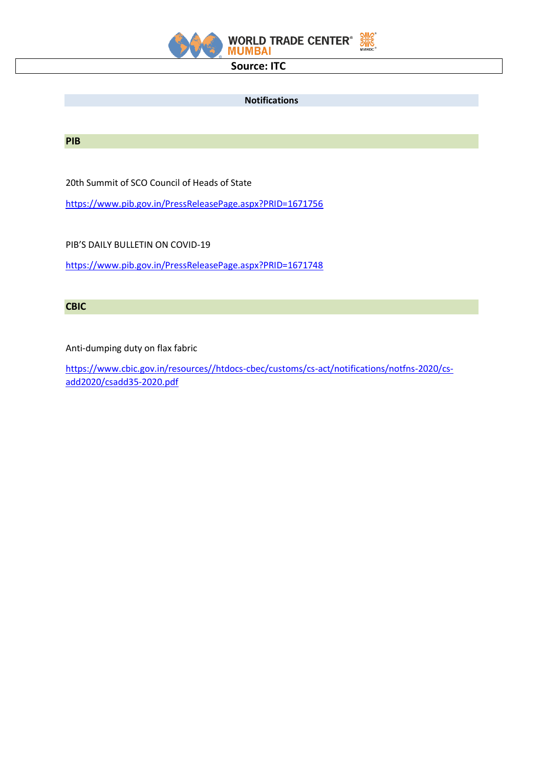**Source: ITC**

## Notifications

### PIB

20th Summit of SCO Council of Heads of State

https://www.pib.gov.in/PressReleasePage.aspx?PRID=1671756

PIB'S DAILY BULLETIN ON COVID-19

https://www.pib.gov.in/PressReleasePage.aspx?PRID=1671748

### CBIC

Anti-dumping duty on flax fabric

https://www.cbic.gov.in/resources//htdocs-cbec/customs/cs-act/notifications/notfns-2020/cs-add2020/csadd35-2020.pdf